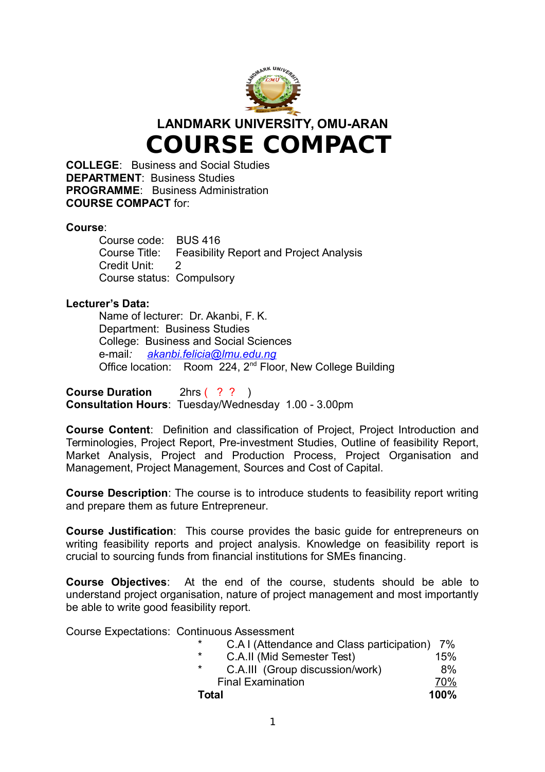## LANDMARK UNIVERSITY, OMU-ARAN

# COURSE COMPACT

**COLLEGE**: Business and Social Studies
**DEPARTMENT**: Business Studies
**PROGRAMME**: Business Administration
**COURSE COMPACT** for:

**Course**:

Course code: BUS 416
Course Title: Feasibility Report and Project Analysis
Credit Unit: 2
Course status: Compulsory

**Lecturer's Data:**

Name of lecturer: Dr. Akanbi, F. K.
Department: Business Studies
College: Business and Social Sciences
e-mail: akanbi.felicia@lmu.edu.ng
Office location: Room 224, 2nd Floor, New College Building

**Course Duration** 2hrs ( ? ? )
**Consultation Hours**: Tuesday/Wednesday 1.00 - 3.00pm

**Course Content**: Definition and classification of Project, Project Introduction and Terminologies, Project Report, Pre-investment Studies, Outline of feasibility Report, Market Analysis, Project and Production Process, Project Organisation and Management, Project Management, Sources and Cost of Capital.

**Course Description**: The course is to introduce students to feasibility report writing and prepare them as future Entrepreneur.

**Course Justification**: This course provides the basic guide for entrepreneurs on writing feasibility reports and project analysis. Knowledge on feasibility report is crucial to sourcing funds from financial institutions for SMEs financing.

**Course Objectives**: At the end of the course, students should be able to understand project organisation, nature of project management and most importantly be able to write good feasibility report.

Course Expectations: Continuous Assessment

| | | |
|---|---|---|
| * | C.A I (Attendance and Class participation) | 7% |
| * | C.A.II (Mid Semester Test) | 15% |
| * | C.A.III (Group discussion/work) | 8% |
| | Final Examination | 70% |
| **Total** | | **100%** |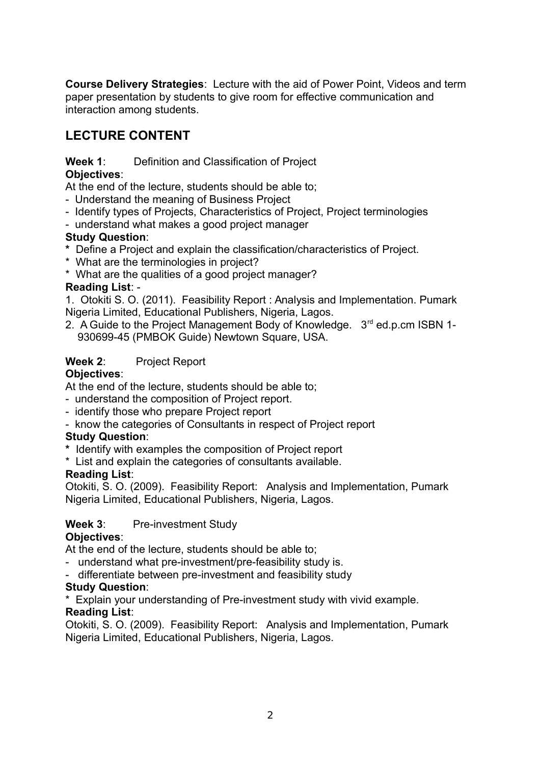**Course Delivery Strategies**: Lecture with the aid of Power Point, Videos and term paper presentation by students to give room for effective communication and interaction among students.

## LECTURE CONTENT

**Week 1**: Definition and Classification of Project

**Objectives**:

At the end of the lecture, students should be able to;

- Understand the meaning of Business Project
- Identify types of Projects, Characteristics of Project, Project terminologies
- understand what makes a good project manager

**Study Question**:

* Define a Project and explain the classification/characteristics of Project.
* What are the terminologies in project?
* What are the qualities of a good project manager?

**Reading List**: -

1. Otokiti S. O. (2011). Feasibility Report : Analysis and Implementation. Pumark Nigeria Limited, Educational Publishers, Nigeria, Lagos.
2. A Guide to the Project Management Body of Knowledge. 3rd ed.p.cm ISBN 1-930699-45 (PMBOK Guide) Newtown Square, USA.

**Week 2**: Project Report

**Objectives**:

At the end of the lecture, students should be able to;

- understand the composition of Project report.
- identify those who prepare Project report
- know the categories of Consultants in respect of Project report

**Study Question**:

* Identify with examples the composition of Project report
* List and explain the categories of consultants available.

**Reading List**:

Otokiti, S. O. (2009). Feasibility Report: Analysis and Implementation, Pumark Nigeria Limited, Educational Publishers, Nigeria, Lagos.

**Week 3**: Pre-investment Study

**Objectives**:

At the end of the lecture, students should be able to;

- understand what pre-investment/pre-feasibility study is.
- differentiate between pre-investment and feasibility study

**Study Question**:

* Explain your understanding of Pre-investment study with vivid example.

**Reading List**:

Otokiti, S. O. (2009). Feasibility Report: Analysis and Implementation, Pumark Nigeria Limited, Educational Publishers, Nigeria, Lagos.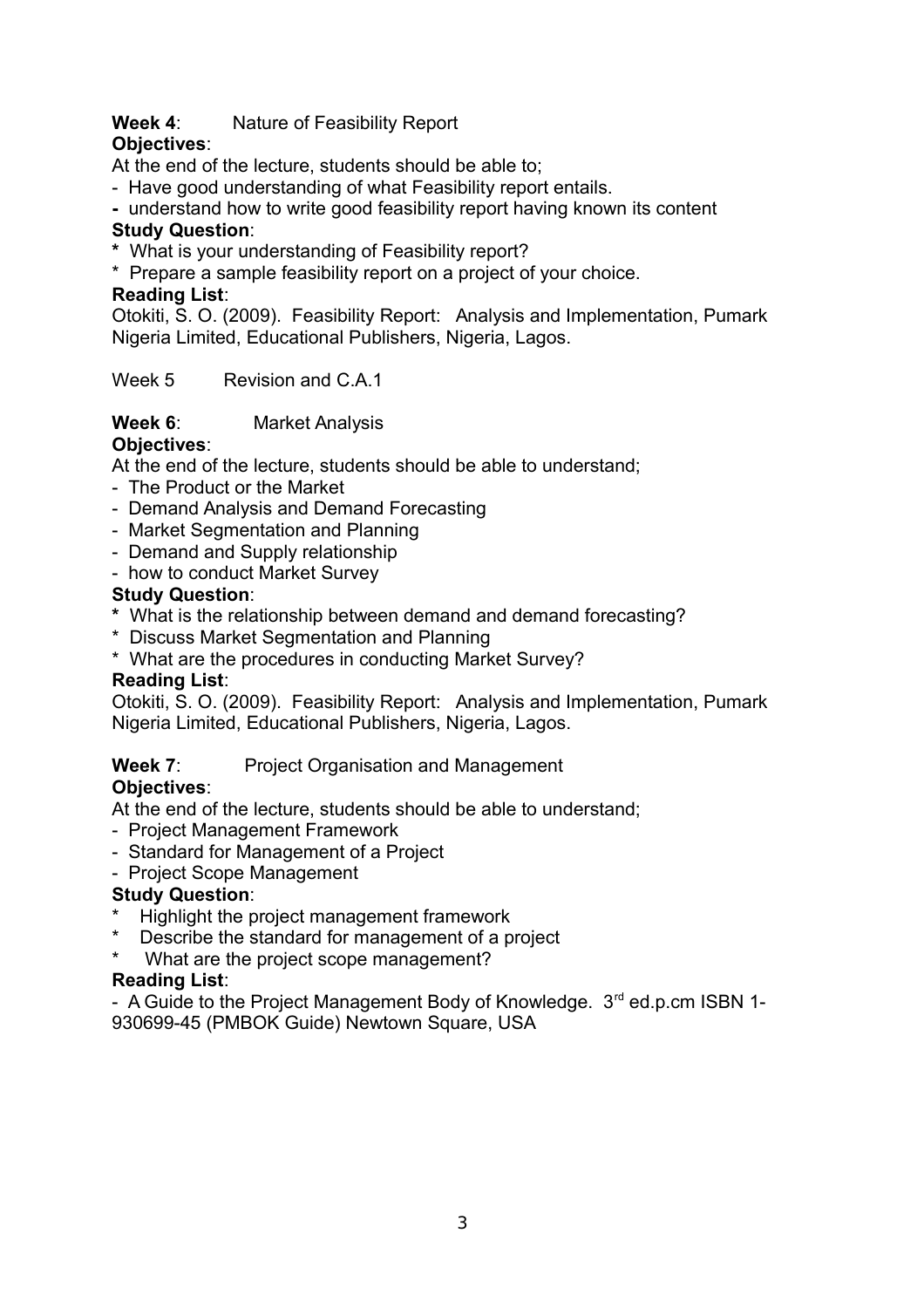**Week 4**: Nature of Feasibility Report

**Objectives**:

At the end of the lecture, students should be able to;

- Have good understanding of what Feasibility report entails.
- understand how to write good feasibility report having known its content

**Study Question**:

* What is your understanding of Feasibility report?
* Prepare a sample feasibility report on a project of your choice.

**Reading List**:

Otokiti, S. O. (2009). Feasibility Report: Analysis and Implementation, Pumark Nigeria Limited, Educational Publishers, Nigeria, Lagos.

Week 5 Revision and C.A.1

**Week 6**: Market Analysis

**Objectives**:

At the end of the lecture, students should be able to understand;

- The Product or the Market
- Demand Analysis and Demand Forecasting
- Market Segmentation and Planning
- Demand and Supply relationship
- how to conduct Market Survey

**Study Question**:

* What is the relationship between demand and demand forecasting?
* Discuss Market Segmentation and Planning
* What are the procedures in conducting Market Survey?

**Reading List**:

Otokiti, S. O. (2009). Feasibility Report: Analysis and Implementation, Pumark Nigeria Limited, Educational Publishers, Nigeria, Lagos.

**Week 7**: Project Organisation and Management

**Objectives**:

At the end of the lecture, students should be able to understand;

- Project Management Framework
- Standard for Management of a Project
- Project Scope Management

**Study Question**:

* Highlight the project management framework
* Describe the standard for management of a project
* What are the project scope management?

**Reading List**:

- A Guide to the Project Management Body of Knowledge. 3rd ed.p.cm ISBN 1-930699-45 (PMBOK Guide) Newtown Square, USA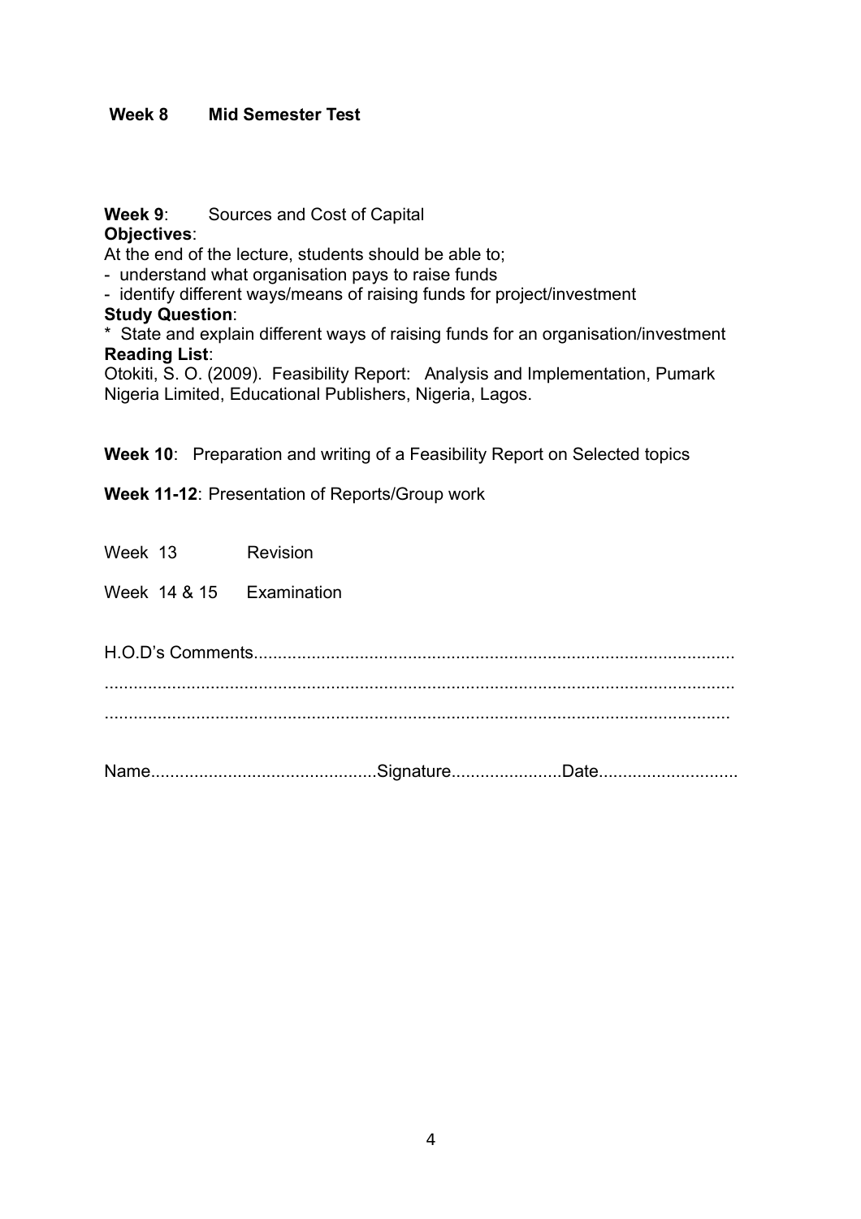**Week 8 Mid Semester Test**

**Week 9**: Sources and Cost of Capital

**Objectives**:

At the end of the lecture, students should be able to;

- understand what organisation pays to raise funds
- identify different ways/means of raising funds for project/investment

**Study Question**:

* State and explain different ways of raising funds for an organisation/investment

**Reading List**:

Otokiti, S. O. (2009). Feasibility Report: Analysis and Implementation, Pumark Nigeria Limited, Educational Publishers, Nigeria, Lagos.

**Week 10**: Preparation and writing of a Feasibility Report on Selected topics

**Week 11-12**: Presentation of Reports/Group work

Week 13 Revision

Week 14 & 15 Examination

H.O.D's Comments...................................................................................................

.................................................................................................................................

................................................................................................................................

Name..............................................Signature.......................Date............................